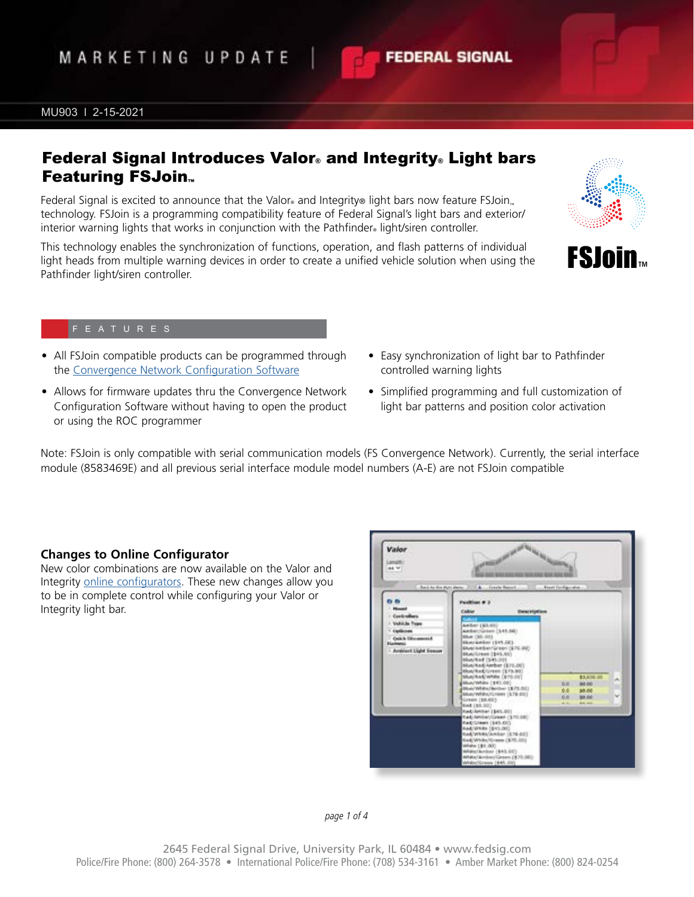MARKETING UPDATE | FEDERAL SIGNAL

MU903 I 2-15-2021

# Federal Signal Introduces Valor® and Integrity® Light bars Featuring FSJoin™

Federal Signal is excited to announce that the Valor® and Integrity® light bars now feature FSJoin™ technology. FSJoin is a programming compatibility feature of Federal Signal's light bars and exterior/ interior warning lights that works in conjunction with the Pathfinder® light/siren controller.

This technology enables the synchronization of functions, operation, and flash patterns of individual light heads from multiple warning devices in order to create a unified vehicle solution when using the Pathfinder light/siren controller.

FSJoin™

## FEATURES

- All FSJoin compatible products can be programmed through the Convergence Network Configuration Software
- Allows for firmware updates thru the Convergence Network Configuration Software without having to open the product or using the ROC programmer
- Easy synchronization of light bar to Pathfinder controlled warning lights
- Simplified programming and full customization of light bar patterns and position color activation

Note: FSJoin is only compatible with serial communication models (FS Convergence Network). Currently, the serial interface module (8583469E) and all previous serial interface module model numbers (A-E) are not FSJoin compatible

### Changes to Online Configurator

New color combinations are now available on the Valor and Integrity online configurators. These new changes allow you to be in complete control while configuring your Valor or Integrity light bar.

2645 Federal Signal Drive, University Park, IL 60484 • www.fedsig.com
Police/Fire Phone: (800) 264-3578 • International Police/Fire Phone: (708) 534-3161 • Amber Market Phone: (800) 824-0254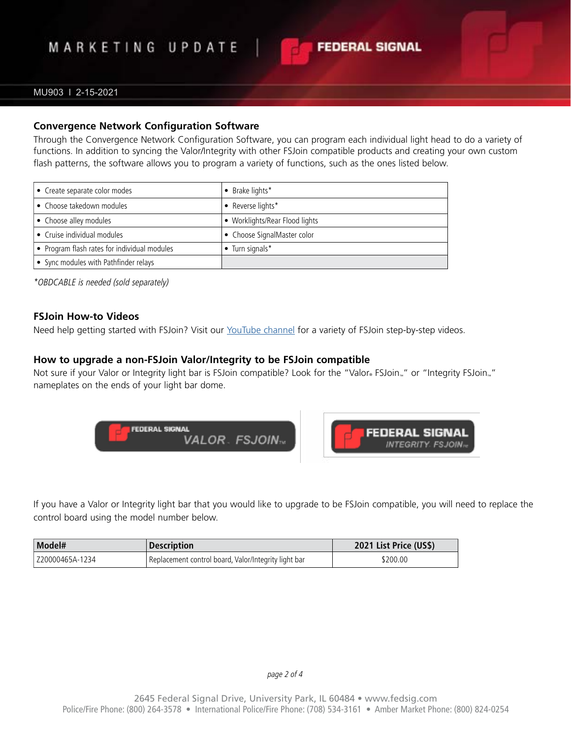## Convergence Network Configuration Software

Through the Convergence Network Configuration Software, you can program each individual light head to do a variety of functions. In addition to syncing the Valor/Integrity with other FSJoin compatible products and creating your own custom flash patterns, the software allows you to program a variety of functions, such as the ones listed below.

| | |
|---|---|
| • Create separate color modes | • Brake lights* |
| • Choose takedown modules | • Reverse lights* |
| • Choose alley modules | • Worklights/Rear Flood lights |
| • Cruise individual modules | • Choose SignalMaster color |
| • Program flash rates for individual modules | • Turn signals* |
| • Sync modules with Pathfinder relays | |

*\*OBDCABLE is needed (sold separately)*

## FSJoin How-to Videos

Need help getting started with FSJoin? Visit our YouTube channel for a variety of FSJoin step-by-step videos.

## How to upgrade a non-FSJoin Valor/Integrity to be FSJoin compatible

Not sure if your Valor or Integrity light bar is FSJoin compatible? Look for the "Valor® FSJoin™" or "Integrity FSJoin™" nameplates on the ends of your light bar dome.

FEDERAL SIGNAL VALOR. FSJOIN™

FEDERAL SIGNAL INTEGRITY. FSJOIN™

If you have a Valor or Integrity light bar that you would like to upgrade to be FSJoin compatible, you will need to replace the control board using the model number below.

| Model# | Description | 2021 List Price (US$) |
|---|---|---|
| Z20000465A-1234 | Replacement control board, Valor/Integrity light bar | $200.00 |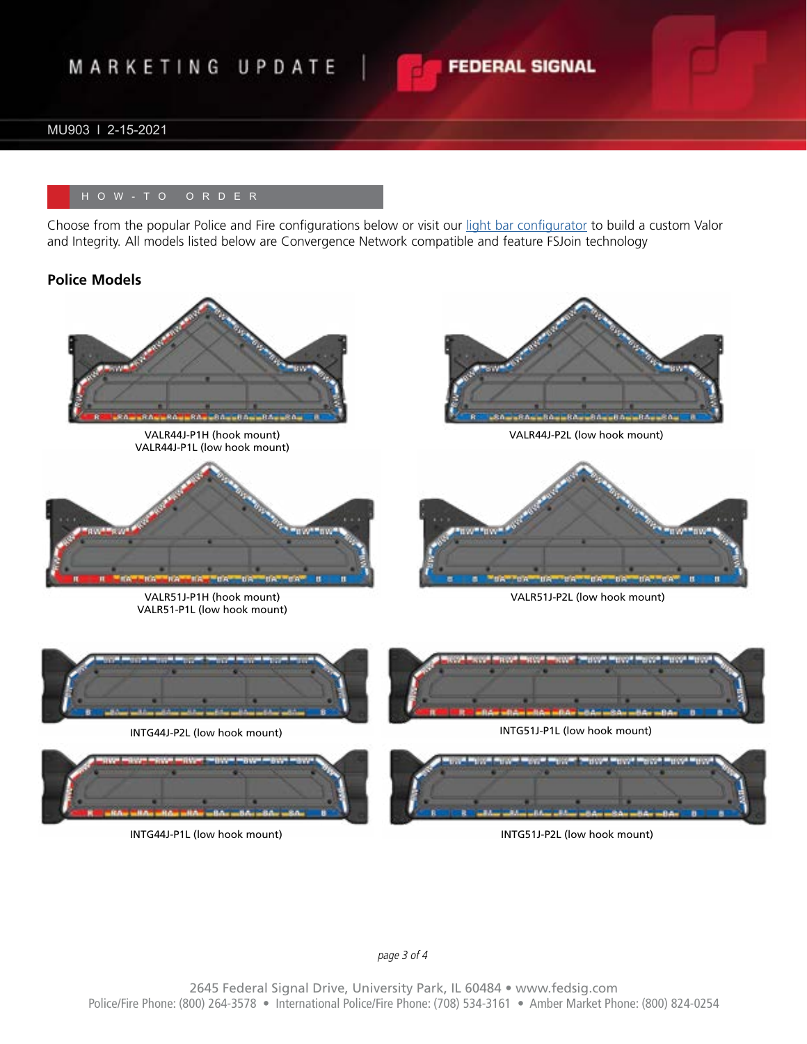## HOW-TO ORDER

Choose from the popular Police and Fire configurations below or visit our light bar configurator to build a custom Valor and Integrity. All models listed below are Convergence Network compatible and feature FSJoin technology

### Police Models

VALR44J-P1H (hook mount)
VALR44J-P1L (low hook mount)

VALR44J-P2L (low hook mount)

VALR51J-P1H (hook mount)
VALR51-P1L (low hook mount)

VALR51J-P2L (low hook mount)

INTG44J-P2L (low hook mount)

INTG51J-P1L (low hook mount)

INTG44J-P1L (low hook mount)

INTG51J-P2L (low hook mount)

2645 Federal Signal Drive, University Park, IL 60484 • www.fedsig.com
Police/Fire Phone: (800) 264-3578 • International Police/Fire Phone: (708) 534-3161 • Amber Market Phone: (800) 824-0254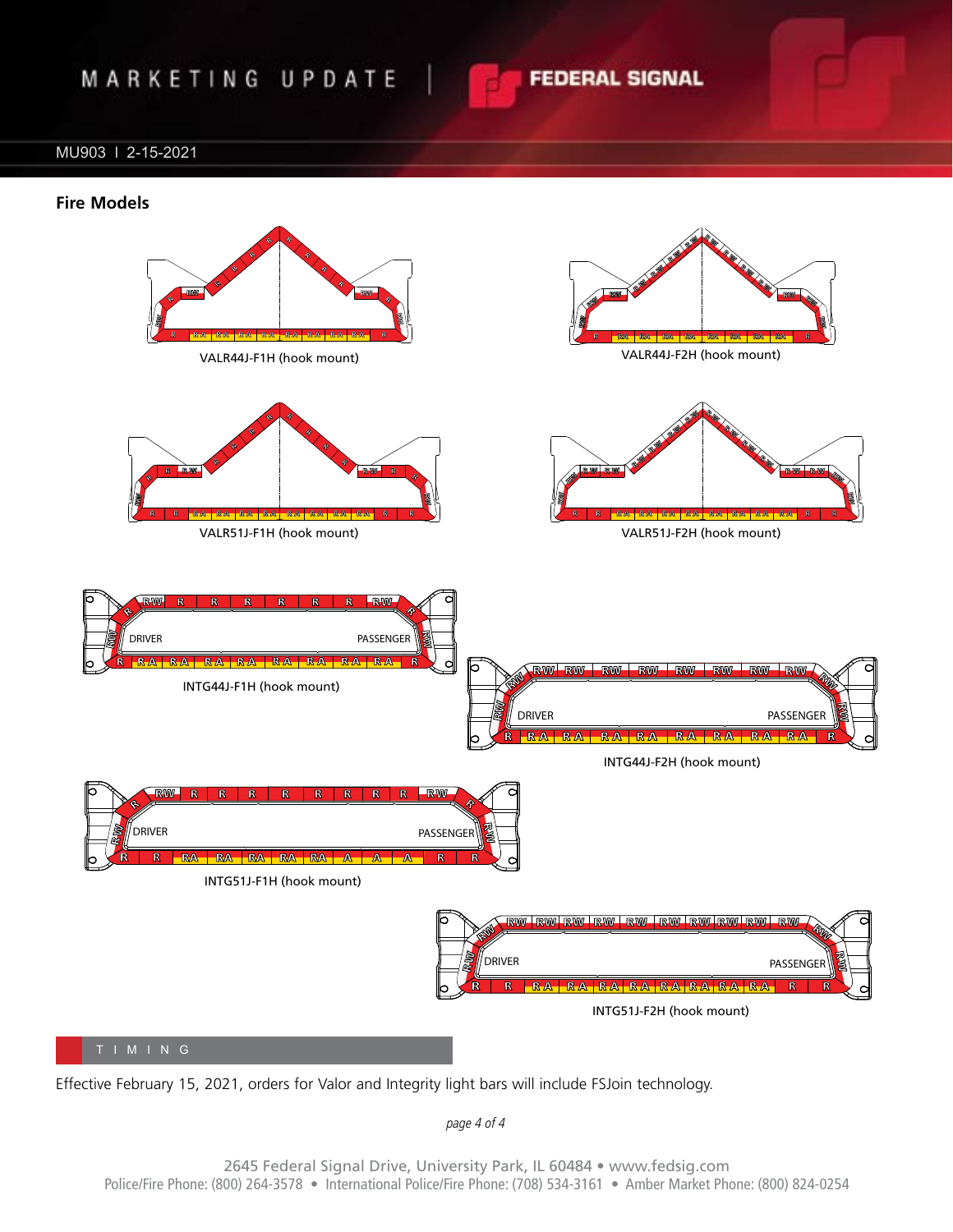## Fire Models

VALR44J-F1H (hook mount)

VALR44J-F2H (hook mount)

VALR51J-F1H (hook mount)

VALR51J-F2H (hook mount)

INTG44J-F1H (hook mount)

INTG44J-F2H (hook mount)

INTG51J-F1H (hook mount)

INTG51J-F2H (hook mount)

## TIMING

Effective February 15, 2021, orders for Valor and Integrity light bars will include FSJoin technology.

2645 Federal Signal Drive, University Park, IL 60484 • www.fedsig.com
Police/Fire Phone: (800) 264-3578 • International Police/Fire Phone: (708) 534-3161 • Amber Market Phone: (800) 824-0254